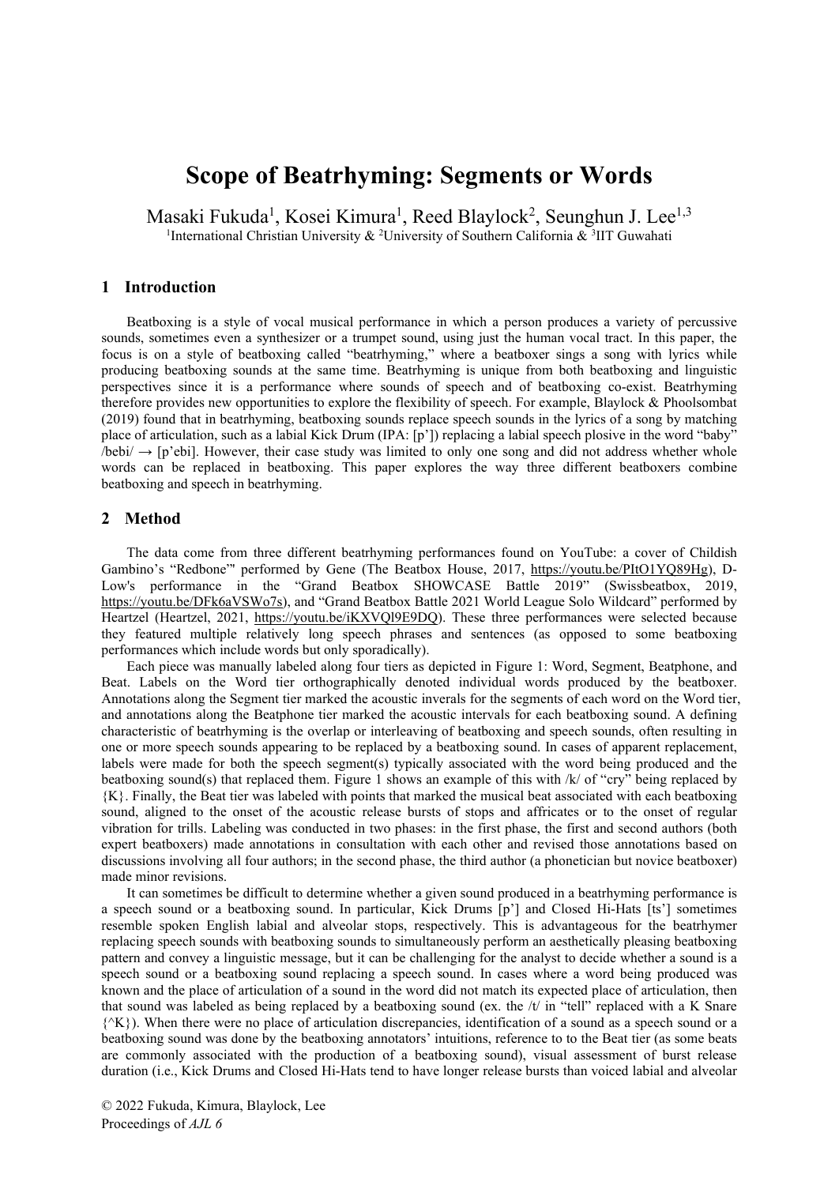# Scope of Beatrhyming: Segments or Words

Masaki Fukuda[1], Kosei Kimura[1], Reed Blaylock[2], Seunghun J. Lee[1,3]
[1]International Christian University & [2]University of Southern California & [3]IIT Guwahati

## 1 Introduction

Beatboxing is a style of vocal musical performance in which a person produces a variety of percussive sounds, sometimes even a synthesizer or a trumpet sound, using just the human vocal tract. In this paper, the focus is on a style of beatboxing called "beatrhyming," where a beatboxer sings a song with lyrics while producing beatboxing sounds at the same time. Beatrhyming is unique from both beatboxing and linguistic perspectives since it is a performance where sounds of speech and of beatboxing co-exist. Beatrhyming therefore provides new opportunities to explore the flexibility of speech. For example, Blaylock & Phoolsombat (2019) found that in beatrhyming, beatboxing sounds replace speech sounds in the lyrics of a song by matching place of articulation, such as a labial Kick Drum (IPA: [p']) replacing a labial speech plosive in the word "baby" /bebi/ → [p'ebi]. However, their case study was limited to only one song and did not address whether whole words can be replaced in beatboxing. This paper explores the way three different beatboxers combine beatboxing and speech in beatrhyming.

## 2 Method

The data come from three different beatrhyming performances found on YouTube: a cover of Childish Gambino's "Redbone"' performed by Gene (The Beatbox House, 2017, https://youtu.be/PItO1YQ89Hg), D-Low's performance in the "Grand Beatbox SHOWCASE Battle 2019" (Swissbeatbox, 2019, https://youtu.be/DFk6aVSWo7s), and "Grand Beatbox Battle 2021 World League Solo Wildcard" performed by Heartzel (Heartzel, 2021, https://youtu.be/iKXVQl9E9DQ). These three performances were selected because they featured multiple relatively long speech phrases and sentences (as opposed to some beatboxing performances which include words but only sporadically).

Each piece was manually labeled along four tiers as depicted in Figure 1: Word, Segment, Beatphone, and Beat. Labels on the Word tier orthographically denoted individual words produced by the beatboxer. Annotations along the Segment tier marked the acoustic inverals for the segments of each word on the Word tier, and annotations along the Beatphone tier marked the acoustic intervals for each beatboxing sound. A defining characteristic of beatrhyming is the overlap or interleaving of beatboxing and speech sounds, often resulting in one or more speech sounds appearing to be replaced by a beatboxing sound. In cases of apparent replacement, labels were made for both the speech segment(s) typically associated with the word being produced and the beatboxing sound(s) that replaced them. Figure 1 shows an example of this with /k/ of "cry" being replaced by {K}. Finally, the Beat tier was labeled with points that marked the musical beat associated with each beatboxing sound, aligned to the onset of the acoustic release bursts of stops and affricates or to the onset of regular vibration for trills. Labeling was conducted in two phases: in the first phase, the first and second authors (both expert beatboxers) made annotations in consultation with each other and revised those annotations based on discussions involving all four authors; in the second phase, the third author (a phonetician but novice beatboxer) made minor revisions.

It can sometimes be difficult to determine whether a given sound produced in a beatrhyming performance is a speech sound or a beatboxing sound. In particular, Kick Drums [p'] and Closed Hi-Hats [ts'] sometimes resemble spoken English labial and alveolar stops, respectively. This is advantageous for the beatrhymer replacing speech sounds with beatboxing sounds to simultaneously perform an aesthetically pleasing beatboxing pattern and convey a linguistic message, but it can be challenging for the analyst to decide whether a sound is a speech sound or a beatboxing sound replacing a speech sound. In cases where a word being produced was known and the place of articulation of a sound in the word did not match its expected place of articulation, then that sound was labeled as being replaced by a beatboxing sound (ex. the /t/ in "tell" replaced with a K Snare {^K}). When there were no place of articulation discrepancies, identification of a sound as a speech sound or a beatboxing sound was done by the beatboxing annotators' intuitions, reference to to the Beat tier (as some beats are commonly associated with the production of a beatboxing sound), visual assessment of burst release duration (i.e., Kick Drums and Closed Hi-Hats tend to have longer release bursts than voiced labial and alveolar

© 2022 Fukuda, Kimura, Blaylock, Lee
Proceedings of *AJL 6*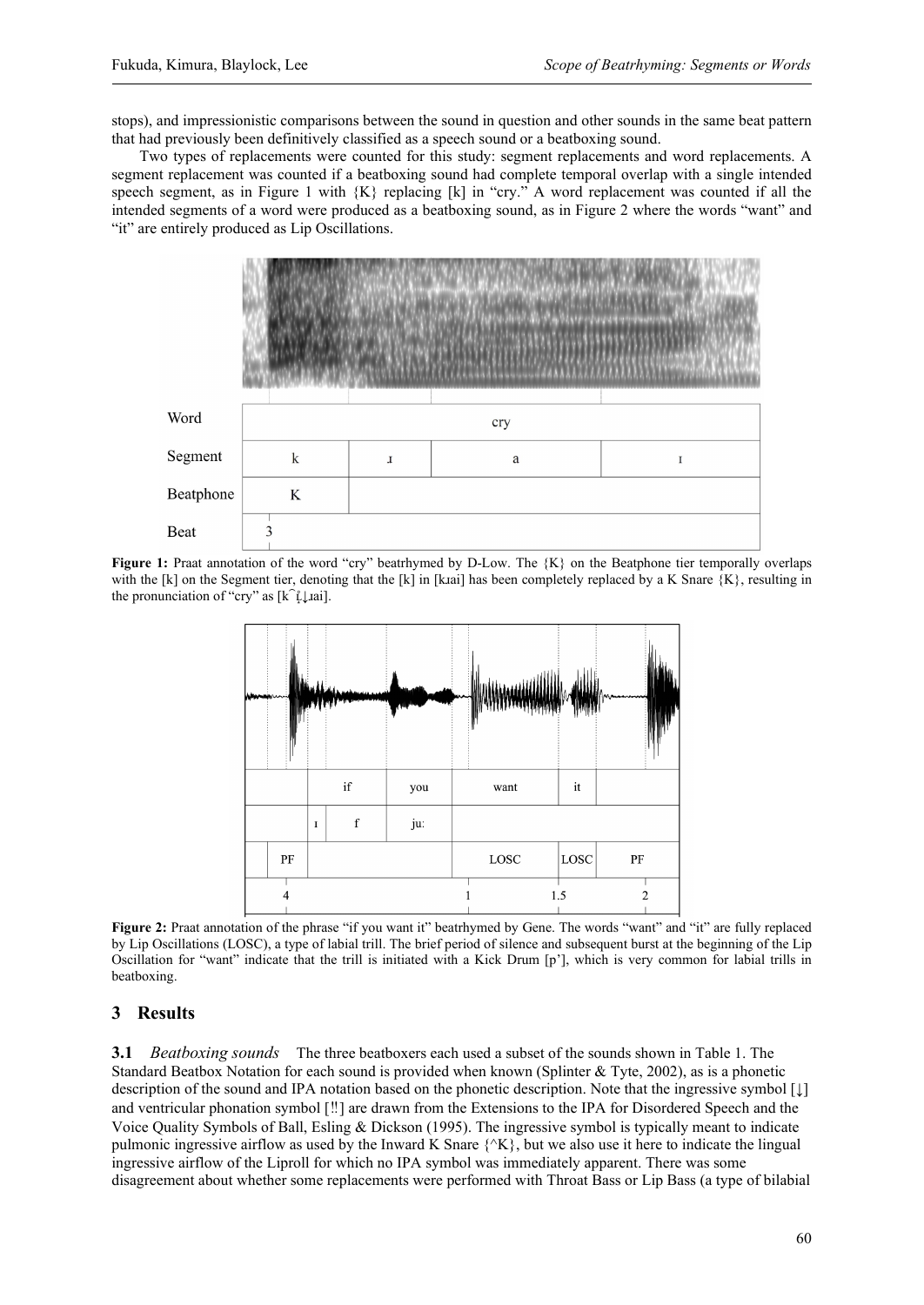stops), and impressionistic comparisons between the sound in question and other sounds in the same beat pattern that had previously been definitively classified as a speech sound or a beatboxing sound.

Two types of replacements were counted for this study: segment replacements and word replacements. A segment replacement was counted if a beatboxing sound had complete temporal overlap with a single intended speech segment, as in Figure 1 with {K} replacing [k] in "cry." A word replacement was counted if all the intended segments of a word were produced as a beatboxing sound, as in Figure 2 where the words "want" and "it" are entirely produced as Lip Oscillations.

**Figure 1:** Praat annotation of the word "cry" beatrhymed by D-Low. The {K} on the Beatphone tier temporally overlaps with the [k] on the Segment tier, denoting that the [k] in [kɹai] has been completely replaced by a K Snare {K}, resulting in the pronunciation of "cry" as [k͡ɬ↓ɹai].

**Figure 2:** Praat annotation of the phrase "if you want it" beatrhymed by Gene. The words "want" and "it" are fully replaced by Lip Oscillations (LOSC), a type of labial trill. The brief period of silence and subsequent burst at the beginning of the Lip Oscillation for "want" indicate that the trill is initiated with a Kick Drum [p'], which is very common for labial trills in beatboxing.

## 3 Results

**3.1** *Beatboxing sounds* The three beatboxers each used a subset of the sounds shown in Table 1. The Standard Beatbox Notation for each sound is provided when known (Splinter & Tyte, 2002), as is a phonetic description of the sound and IPA notation based on the phonetic description. Note that the ingressive symbol [↓] and ventricular phonation symbol [‼] are drawn from the Extensions to the IPA for Disordered Speech and the Voice Quality Symbols of Ball, Esling & Dickson (1995). The ingressive symbol is typically meant to indicate pulmonic ingressive airflow as used by the Inward K Snare {^K}, but we also use it here to indicate the lingual ingressive airflow of the Liproll for which no IPA symbol was immediately apparent. There was some disagreement about whether some replacements were performed with Throat Bass or Lip Bass (a type of bilabial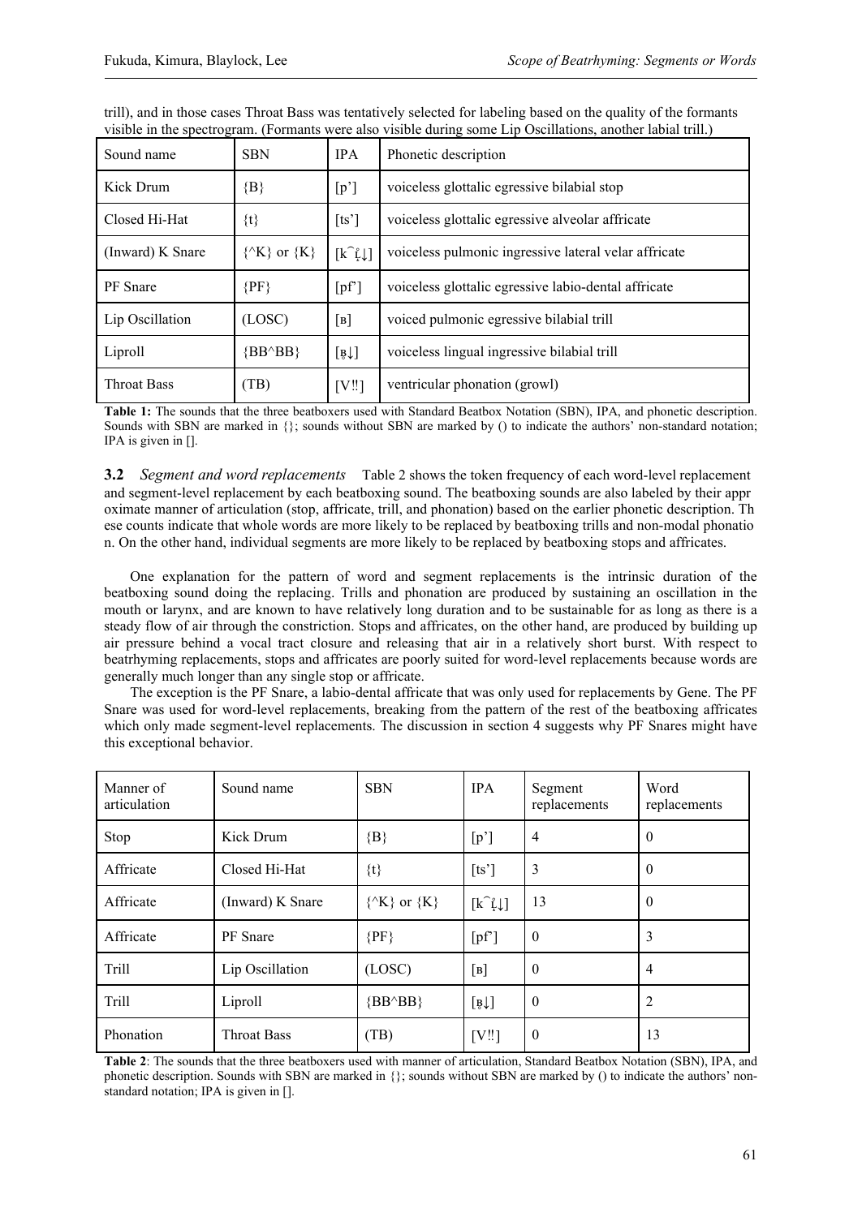trill), and in those cases Throat Bass was tentatively selected for labeling based on the quality of the formants visible in the spectrogram. (Formants were also visible during some Lip Oscillations, another labial trill.)

| Sound name | SBN | IPA | Phonetic description |
|---|---|---|---|
| Kick Drum | {B} | [p’] | voiceless glottalic egressive bilabial stop |
| Closed Hi-Hat | {t} | [ts’] | voiceless glottalic egressive alveolar affricate |
| (Inward) K Snare | {^K} or {K} | [k͡ʟ̝̊↓] | voiceless pulmonic ingressive lateral velar affricate |
| PF Snare | {PF} | [pf’] | voiceless glottalic egressive labio-dental affricate |
| Lip Oscillation | (LOSC) | [ʙ] | voiced pulmonic egressive bilabial trill |
| Liproll | {BB^BB} | [ʙ̥↓] | voiceless lingual ingressive bilabial trill |
| Throat Bass | (TB) | [V‼] | ventricular phonation (growl) |

**Table 1:** The sounds that the three beatboxers used with Standard Beatbox Notation (SBN), IPA, and phonetic description. Sounds with SBN are marked in {}; sounds without SBN are marked by () to indicate the authors’ non-standard notation; IPA is given in [].

**3.2** *Segment and word replacements* Table 2 shows the token frequency of each word-level replacement and segment-level replacement by each beatboxing sound. The beatboxing sounds are also labeled by their appr oximate manner of articulation (stop, affricate, trill, and phonation) based on the earlier phonetic description. Th ese counts indicate that whole words are more likely to be replaced by beatboxing trills and non-modal phonatio n. On the other hand, individual segments are more likely to be replaced by beatboxing stops and affricates.

One explanation for the pattern of word and segment replacements is the intrinsic duration of the beatboxing sound doing the replacing. Trills and phonation are produced by sustaining an oscillation in the mouth or larynx, and are known to have relatively long duration and to be sustainable for as long as there is a steady flow of air through the constriction. Stops and affricates, on the other hand, are produced by building up air pressure behind a vocal tract closure and releasing that air in a relatively short burst. With respect to beatrhyming replacements, stops and affricates are poorly suited for word-level replacements because words are generally much longer than any single stop or affricate.

The exception is the PF Snare, a labio-dental affricate that was only used for replacements by Gene. The PF Snare was used for word-level replacements, breaking from the pattern of the rest of the beatboxing affricates which only made segment-level replacements. The discussion in section 4 suggests why PF Snares might have this exceptional behavior.

| Manner of articulation | Sound name | SBN | IPA | Segment replacements | Word replacements |
|---|---|---|---|---|---|
| Stop | Kick Drum | {B} | [p’] | 4 | 0 |
| Affricate | Closed Hi-Hat | {t} | [ts’] | 3 | 0 |
| Affricate | (Inward) K Snare | {^K} or {K} | [k͡ʟ̝̊↓] | 13 | 0 |
| Affricate | PF Snare | {PF} | [pf’] | 0 | 3 |
| Trill | Lip Oscillation | (LOSC) | [ʙ] | 0 | 4 |
| Trill | Liproll | {BB^BB} | [ʙ̥↓] | 0 | 2 |
| Phonation | Throat Bass | (TB) | [V‼] | 0 | 13 |

**Table 2**: The sounds that the three beatboxers used with manner of articulation, Standard Beatbox Notation (SBN), IPA, and phonetic description. Sounds with SBN are marked in {}; sounds without SBN are marked by () to indicate the authors’ non-standard notation; IPA is given in [].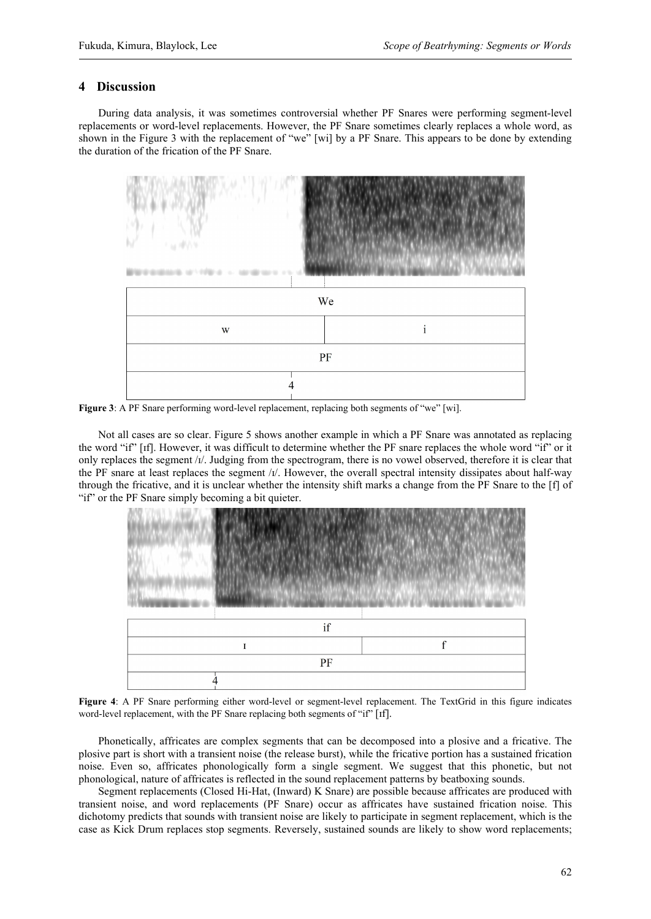## 4 Discussion

During data analysis, it was sometimes controversial whether PF Snares were performing segment-level replacements or word-level replacements. However, the PF Snare sometimes clearly replaces a whole word, as shown in the Figure 3 with the replacement of "we" [wi] by a PF Snare. This appears to be done by extending the duration of the frication of the PF Snare.

**Figure 3**: A PF Snare performing word-level replacement, replacing both segments of "we" [wi].

Not all cases are so clear. Figure 5 shows another example in which a PF Snare was annotated as replacing the word "if" [ɪf]. However, it was difficult to determine whether the PF snare replaces the whole word "if" or it only replaces the segment /ɪ/. Judging from the spectrogram, there is no vowel observed, therefore it is clear that the PF snare at least replaces the segment /ɪ/. However, the overall spectral intensity dissipates about half-way through the fricative, and it is unclear whether the intensity shift marks a change from the PF Snare to the [f] of "if" or the PF Snare simply becoming a bit quieter.

**Figure 4**: A PF Snare performing either word-level or segment-level replacement. The TextGrid in this figure indicates word-level replacement, with the PF Snare replacing both segments of "if" [ɪf].

Phonetically, affricates are complex segments that can be decomposed into a plosive and a fricative. The plosive part is short with a transient noise (the release burst), while the fricative portion has a sustained frication noise. Even so, affricates phonologically form a single segment. We suggest that this phonetic, but not phonological, nature of affricates is reflected in the sound replacement patterns by beatboxing sounds.

Segment replacements (Closed Hi-Hat, (Inward) K Snare) are possible because affricates are produced with transient noise, and word replacements (PF Snare) occur as affricates have sustained frication noise. This dichotomy predicts that sounds with transient noise are likely to participate in segment replacement, which is the case as Kick Drum replaces stop segments. Reversely, sustained sounds are likely to show word replacements;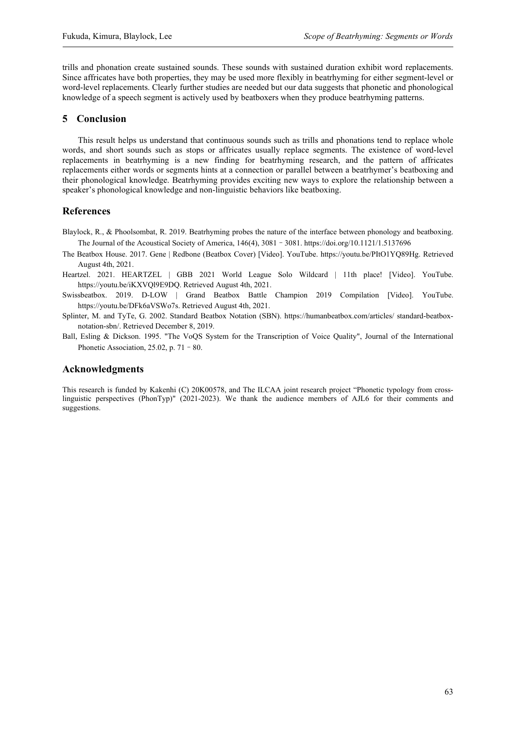trills and phonation create sustained sounds. These sounds with sustained duration exhibit word replacements. Since affricates have both properties, they may be used more flexibly in beatrhyming for either segment-level or word-level replacements. Clearly further studies are needed but our data suggests that phonetic and phonological knowledge of a speech segment is actively used by beatboxers when they produce beatrhyming patterns.

## 5 Conclusion

This result helps us understand that continuous sounds such as trills and phonations tend to replace whole words, and short sounds such as stops or affricates usually replace segments. The existence of word-level replacements in beatrhyming is a new finding for beatrhyming research, and the pattern of affricates replacements either words or segments hints at a connection or parallel between a beatrhymer's beatboxing and their phonological knowledge. Beatrhyming provides exciting new ways to explore the relationship between a speaker's phonological knowledge and non-linguistic behaviors like beatboxing.

## References

Blaylock, R., & Phoolsombat, R. 2019. Beatrhyming probes the nature of the interface between phonology and beatboxing. The Journal of the Acoustical Society of America, 146(4), 3081 – 3081. https://doi.org/10.1121/1.5137696

The Beatbox House. 2017. Gene | Redbone (Beatbox Cover) [Video]. YouTube. https://youtu.be/PItO1YQ89Hg. Retrieved August 4th, 2021.

Heartzel. 2021. HEARTZEL | GBB 2021 World League Solo Wildcard | 11th place! [Video]. YouTube. https://youtu.be/iKXVQl9E9DQ. Retrieved August 4th, 2021.

Swissbeatbox. 2019. D-LOW | Grand Beatbox Battle Champion 2019 Compilation [Video]. YouTube. https://youtu.be/DFk6aVSWo7s. Retrieved August 4th, 2021.

Splinter, M. and TyTe, G. 2002. Standard Beatbox Notation (SBN). https://humanbeatbox.com/articles/ standard-beatbox-notation-sbn/. Retrieved December 8, 2019.

Ball, Esling & Dickson. 1995. "The VoQS System for the Transcription of Voice Quality", Journal of the International Phonetic Association, 25.02, p. 71 – 80.

## Acknowledgments

This research is funded by Kakenhi (C) 20K00578, and The ILCAA joint research project "Phonetic typology from cross-linguistic perspectives (PhonTyp)" (2021-2023). We thank the audience members of AJL6 for their comments and suggestions.